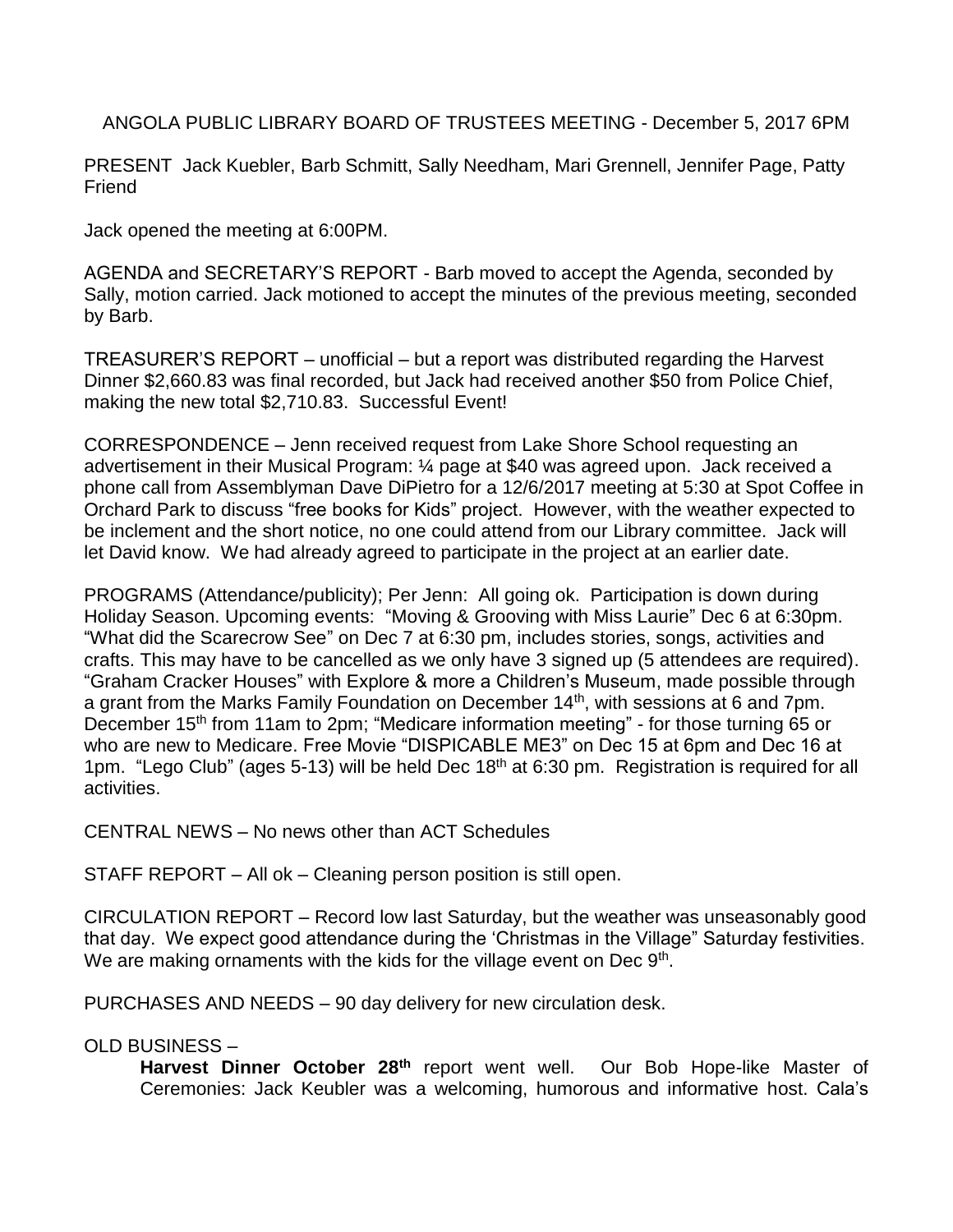ANGOLA PUBLIC LIBRARY BOARD OF TRUSTEES MEETING - December 5, 2017 6PM

PRESENT Jack Kuebler, Barb Schmitt, Sally Needham, Mari Grennell, Jennifer Page, Patty Friend

Jack opened the meeting at 6:00PM.

AGENDA and SECRETARY'S REPORT - Barb moved to accept the Agenda, seconded by Sally, motion carried. Jack motioned to accept the minutes of the previous meeting, seconded by Barb.

TREASURER'S REPORT – unofficial – but a report was distributed regarding the Harvest Dinner $2,660.83 was final recorded, but Jack had received another $50 from Police Chief, making the new total $2,710.83. Successful Event!

CORRESPONDENCE – Jenn received request from Lake Shore School requesting an advertisement in their Musical Program: ¼ page at $40 was agreed upon. Jack received a phone call from Assemblyman Dave DiPietro for a 12/6/2017 meeting at 5:30 at Spot Coffee in Orchard Park to discuss "free books for Kids" project. However, with the weather expected to be inclement and the short notice, no one could attend from our Library committee. Jack will let David know. We had already agreed to participate in the project at an earlier date.

PROGRAMS (Attendance/publicity); Per Jenn: All going ok. Participation is down during Holiday Season. Upcoming events: "Moving & Grooving with Miss Laurie" Dec 6 at 6:30pm. "What did the Scarecrow See" on Dec 7 at 6:30 pm, includes stories, songs, activities and crafts. This may have to be cancelled as we only have 3 signed up (5 attendees are required). "Graham Cracker Houses" with Explore & more a Children's Museum, made possible through a grant from the Marks Family Foundation on December 14th, with sessions at 6 and 7pm. December 15th from 11am to 2pm; "Medicare information meeting" - for those turning 65 or who are new to Medicare. Free Movie "DISPICABLE ME3" on Dec 15 at 6pm and Dec 16 at 1pm. "Lego Club" (ages 5-13) will be held Dec 18th at 6:30 pm. Registration is required for all activities.

CENTRAL NEWS – No news other than ACT Schedules

STAFF REPORT – All ok – Cleaning person position is still open.

CIRCULATION REPORT – Record low last Saturday, but the weather was unseasonably good that day. We expect good attendance during the 'Christmas in the Village" Saturday festivities. We are making ornaments with the kids for the village event on Dec 9th.

PURCHASES AND NEEDS – 90 day delivery for new circulation desk.

OLD BUSINESS –

**Harvest Dinner October 28th** report went well. Our Bob Hope-like Master of Ceremonies: Jack Keubler was a welcoming, humorous and informative host. Cala's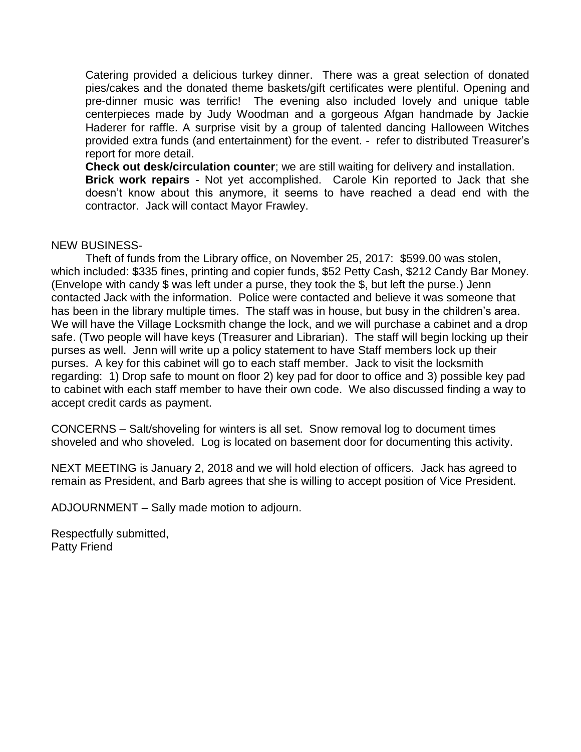Catering provided a delicious turkey dinner. There was a great selection of donated pies/cakes and the donated theme baskets/gift certificates were plentiful. Opening and pre-dinner music was terrific! The evening also included lovely and unique table centerpieces made by Judy Woodman and a gorgeous Afgan handmade by Jackie Haderer for raffle. A surprise visit by a group of talented dancing Halloween Witches provided extra funds (and entertainment) for the event. - refer to distributed Treasurer's report for more detail.

**Check out desk/circulation counter**; we are still waiting for delivery and installation.

**Brick work repairs** - Not yet accomplished. Carole Kin reported to Jack that she doesn't know about this anymore, it seems to have reached a dead end with the contractor. Jack will contact Mayor Frawley.

NEW BUSINESS-

Theft of funds from the Library office, on November 25, 2017: $599.00 was stolen, which included: $335 fines, printing and copier funds, $52 Petty Cash, $212 Candy Bar Money. (Envelope with candy $ was left under a purse, they took the $, but left the purse.) Jenn contacted Jack with the information. Police were contacted and believe it was someone that has been in the library multiple times. The staff was in house, but busy in the children's area. We will have the Village Locksmith change the lock, and we will purchase a cabinet and a drop safe. (Two people will have keys (Treasurer and Librarian). The staff will begin locking up their purses as well. Jenn will write up a policy statement to have Staff members lock up their purses. A key for this cabinet will go to each staff member. Jack to visit the locksmith regarding: 1) Drop safe to mount on floor 2) key pad for door to office and 3) possible key pad to cabinet with each staff member to have their own code. We also discussed finding a way to accept credit cards as payment.

CONCERNS – Salt/shoveling for winters is all set. Snow removal log to document times shoveled and who shoveled. Log is located on basement door for documenting this activity.

NEXT MEETING is January 2, 2018 and we will hold election of officers. Jack has agreed to remain as President, and Barb agrees that she is willing to accept position of Vice President.

ADJOURNMENT – Sally made motion to adjourn.

Respectfully submitted,
Patty Friend